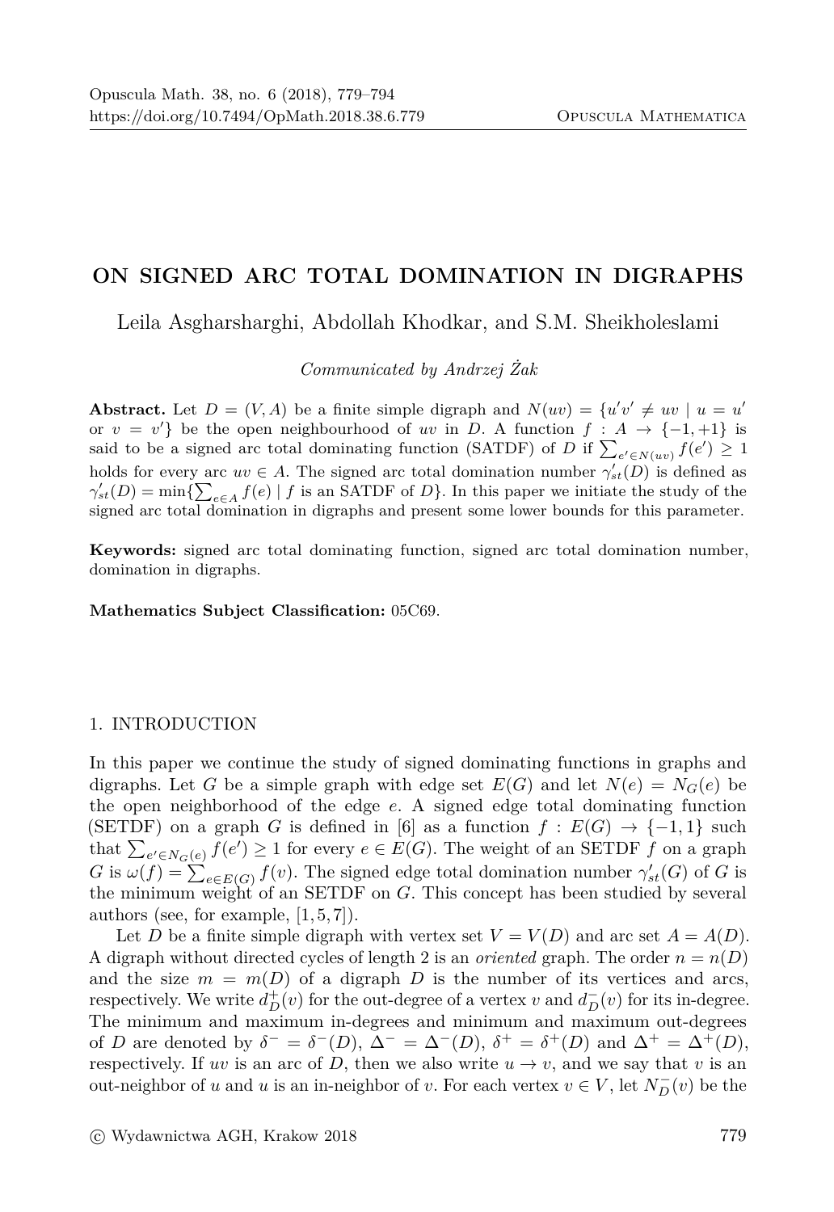# ON SIGNED ARC TOTAL DOMINATION IN DIGRAPHS

Leila Asgharsharghi, Abdollah Khodkar, and S.M. Sheikholeslami

*Communicated by Andrzej Żak*

**Abstract.** Let $D = (V, A)$ be a finite simple digraph and $N(uv) = \{u'v' \neq uv \mid u = u'$ or $v = v'\}$ be the open neighbourhood of $uv$ in $D$. A function $f : A \to \{-1, +1\}$ is said to be a signed arc total dominating function (SATDF) of $D$ if $\sum_{e' \in N(uv)} f(e') \geq 1$ holds for every arc $uv \in A$. The signed arc total domination number $\gamma'_{st}(D)$ is defined as $\gamma'_{st}(D) = \min\{\sum_{e \in A} f(e) \mid f$ is an SATDF of $D\}$. In this paper we initiate the study of the signed arc total domination in digraphs and present some lower bounds for this parameter.

**Keywords:** signed arc total dominating function, signed arc total domination number, domination in digraphs.

**Mathematics Subject Classification:** 05C69.

## 1. INTRODUCTION

In this paper we continue the study of signed dominating functions in graphs and digraphs. Let $G$ be a simple graph with edge set $E(G)$ and let $N(e) = N_G(e)$ be the open neighborhood of the edge $e$. A signed edge total dominating function (SETDF) on a graph $G$ is defined in [6] as a function $f : E(G) \to \{-1, 1\}$ such that $\sum_{e' \in N_G(e)} f(e') \geq 1$ for every $e \in E(G)$. The weight of an SETDF $f$ on a graph $G$ is $\omega(f) = \sum_{e \in E(G)} f(v)$. The signed edge total domination number $\gamma'_{st}(G)$ of $G$ is the minimum weight of an SETDF on $G$. This concept has been studied by several authors (see, for example, [1, 5, 7]).

Let $D$ be a finite simple digraph with vertex set $V = V(D)$ and arc set $A = A(D)$. A digraph without directed cycles of length 2 is an *oriented* graph. The order $n = n(D)$ and the size $m = m(D)$ of a digraph $D$ is the number of its vertices and arcs, respectively. We write $d^+_D(v)$ for the out-degree of a vertex $v$ and $d^-_D(v)$ for its in-degree. The minimum and maximum in-degrees and minimum and maximum out-degrees of $D$ are denoted by $\delta^- = \delta^-(D)$, $\Delta^- = \Delta^-(D)$, $\delta^+ = \delta^+(D)$ and $\Delta^+ = \Delta^+(D)$, respectively. If $uv$ is an arc of $D$, then we also write $u \to v$, and we say that $v$ is an out-neighbor of $u$ and $u$ is an in-neighbor of $v$. For each vertex $v \in V$, let $N^-_D(v)$ be the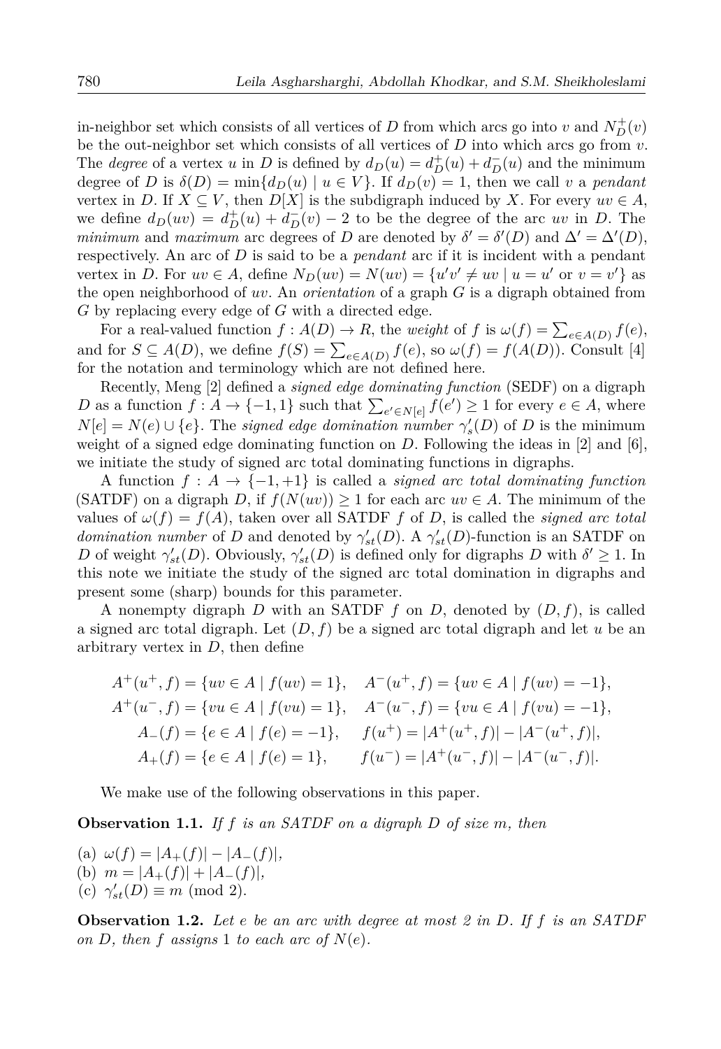in-neighbor set which consists of all vertices of $D$ from which arcs go into $v$ and $N_D^+(v)$ be the out-neighbor set which consists of all vertices of $D$ into which arcs go from $v$. The *degree* of a vertex $u$ in $D$ is defined by $d_D(u) = d_D^+(u) + d_D^-(u)$ and the minimum degree of $D$ is $\delta(D) = \min\{d_D(u) \mid u \in V\}$. If $d_D(v) = 1$, then we call $v$ a *pendant* vertex in $D$. If $X \subseteq V$, then $D[X]$ is the subdigraph induced by $X$. For every $uv \in A$, we define $d_D(uv) = d_D^+(u) + d_D^-(v) - 2$ to be the degree of the arc $uv$ in $D$. The *minimum* and *maximum* arc degrees of $D$ are denoted by $\delta' = \delta'(D)$ and $\Delta' = \Delta'(D)$, respectively. An arc of $D$ is said to be a *pendant* arc if it is incident with a pendant vertex in $D$. For $uv \in A$, define $N_D(uv) = N(uv) = \{u'v' \neq uv \mid u = u' \text{ or } v = v'\}$ as the open neighborhood of $uv$. An *orientation* of a graph $G$ is a digraph obtained from $G$ by replacing every edge of $G$ with a directed edge.

For a real-valued function $f : A(D) \to R$, the *weight* of $f$ is $\omega(f) = \sum_{e \in A(D)} f(e)$, and for $S \subseteq A(D)$, we define $f(S) = \sum_{e \in A(D)} f(e)$, so $\omega(f) = f(A(D))$. Consult [4] for the notation and terminology which are not defined here.

Recently, Meng [2] defined a *signed edge dominating function* (SEDF) on a digraph $D$ as a function $f : A \to \{-1, 1\}$ such that $\sum_{e' \in N[e]} f(e') \geq 1$ for every $e \in A$, where $N[e] = N(e) \cup \{e\}$. The *signed edge domination number* $\gamma_s'(D)$ of $D$ is the minimum weight of a signed edge dominating function on $D$. Following the ideas in [2] and [6], we initiate the study of signed arc total dominating functions in digraphs.

A function $f : A \to \{-1, +1\}$ is called a *signed arc total dominating function* (SATDF) on a digraph $D$, if $f(N(uv)) \geq 1$ for each arc $uv \in A$. The minimum of the values of $\omega(f) = f(A)$, taken over all SATDF $f$ of $D$, is called the *signed arc total domination number* of $D$ and denoted by $\gamma_{st}'(D)$. A $\gamma_{st}'(D)$-function is an SATDF on $D$ of weight $\gamma_{st}'(D)$. Obviously, $\gamma_{st}'(D)$ is defined only for digraphs $D$ with $\delta' \geq 1$. In this note we initiate the study of the signed arc total domination in digraphs and present some (sharp) bounds for this parameter.

A nonempty digraph $D$ with an SATDF $f$ on $D$, denoted by $(D, f)$, is called a signed arc total digraph. Let $(D, f)$ be a signed arc total digraph and let $u$ be an arbitrary vertex in $D$, then define

$$
\begin{aligned}
A^+(u^+, f) &= \{uv \in A \mid f(uv) = 1\}, \quad & A^-(u^+, f) &= \{uv \in A \mid f(uv) = -1\}, \\
A^+(u^-, f) &= \{vu \in A \mid f(vu) = 1\}, \quad & A^-(u^-, f) &= \{vu \in A \mid f(vu) = -1\}, \\
A_-(f) &= \{e \in A \mid f(e) = -1\}, \quad & f(u^+) &= |A^+(u^+, f)| - |A^-(u^+, f)|, \\
A_+(f) &= \{e \in A \mid f(e) = 1\}, \quad & f(u^-) &= |A^+(u^-, f)| - |A^-(u^-, f)|.
\end{aligned}
$$

We make use of the following observations in this paper.

**Observation 1.1.** *If $f$ is an SATDF on a digraph $D$ of size $m$, then*

(a) $\omega(f) = |A_+(f)| - |A_-(f)|$,
(b) $m = |A_+(f)| + |A_-(f)|$,
(c) $\gamma_{st}'(D) \equiv m \pmod 2$.

**Observation 1.2.** *Let $e$ be an arc with degree at most 2 in $D$. If $f$ is an SATDF on $D$, then $f$ assigns* 1 *to each arc of $N(e)$.*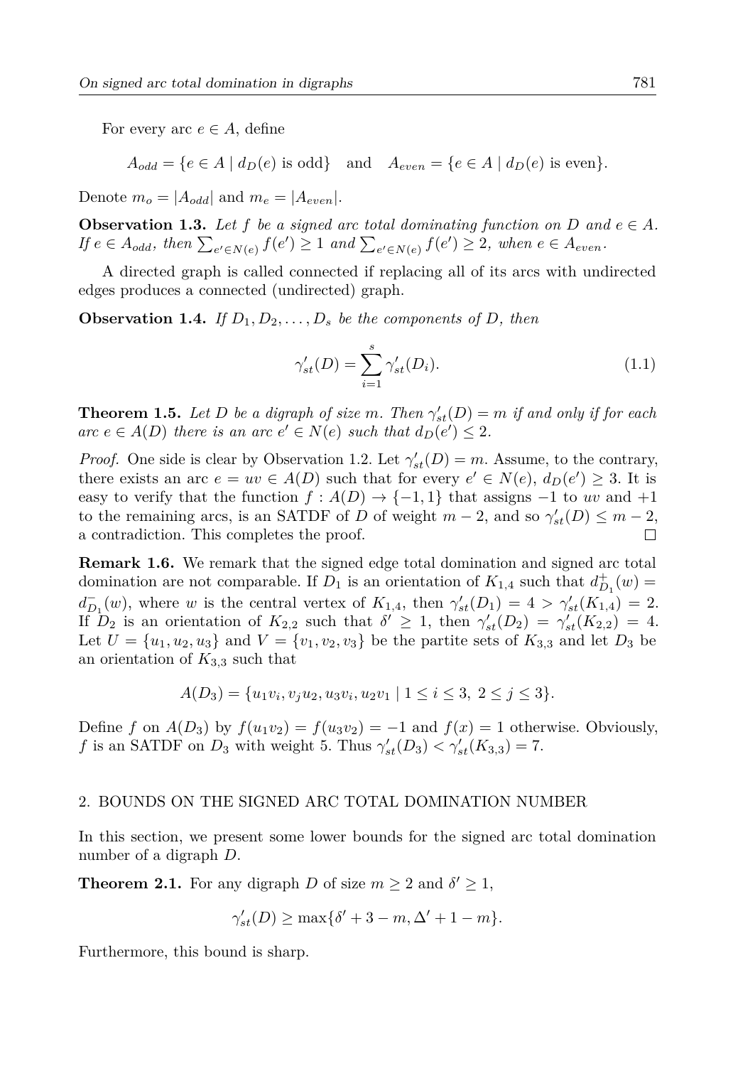For every arc $e \in A$, define

$$A_{odd} = \{e \in A \mid d_D(e) \text{ is odd}\} \quad \text{and} \quad A_{even} = \{e \in A \mid d_D(e) \text{ is even}\}.$$

Denote $m_o = |A_{odd}|$ and $m_e = |A_{even}|$.

**Observation 1.3.** *Let $f$ be a signed arc total dominating function on $D$ and $e \in A$. If $e \in A_{odd}$, then $\sum_{e' \in N(e)} f(e') \geq 1$ and $\sum_{e' \in N(e)} f(e') \geq 2$, when $e \in A_{even}$.*

A directed graph is called connected if replacing all of its arcs with undirected edges produces a connected (undirected) graph.

**Observation 1.4.** *If $D_1, D_2, \ldots, D_s$ be the components of $D$, then*

$$\gamma'_{st}(D) = \sum_{i=1}^{s} \gamma'_{st}(D_i). \tag{1.1}$$

**Theorem 1.5.** *Let $D$ be a digraph of size $m$. Then $\gamma'_{st}(D) = m$ if and only if for each arc $e \in A(D)$ there is an arc $e' \in N(e)$ such that $d_D(e') \leq 2$.*

*Proof.* One side is clear by Observation 1.2. Let $\gamma'_{st}(D) = m$. Assume, to the contrary, there exists an arc $e = uv \in A(D)$ such that for every $e' \in N(e)$, $d_D(e') \geq 3$. It is easy to verify that the function $f : A(D) \to \{-1, 1\}$ that assigns $-1$ to $uv$ and $+1$ to the remaining arcs, is an SATDF of $D$ of weight $m - 2$, and so $\gamma'_{st}(D) \leq m - 2$, a contradiction. This completes the proof. $\square$

**Remark 1.6.** We remark that the signed edge total domination and signed arc total domination are not comparable. If $D_1$ is an orientation of $K_{1,4}$ such that $d^+_{D_1}(w) = d^-_{D_1}(w)$, where $w$ is the central vertex of $K_{1,4}$, then $\gamma'_{st}(D_1) = 4 > \gamma'_{st}(K_{1,4}) = 2$. If $D_2$ is an orientation of $K_{2,2}$ such that $\delta' \geq 1$, then $\gamma'_{st}(D_2) = \gamma'_{st}(K_{2,2}) = 4$. Let $U = \{u_1, u_2, u_3\}$ and $V = \{v_1, v_2, v_3\}$ be the partite sets of $K_{3,3}$ and let $D_3$ be an orientation of $K_{3,3}$ such that

$$A(D_3) = \{u_1v_i, v_ju_2, u_3v_i, u_2v_1 \mid 1 \leq i \leq 3,\ 2 \leq j \leq 3\}.$$

Define $f$ on $A(D_3)$ by $f(u_1v_2) = f(u_3v_2) = -1$ and $f(x) = 1$ otherwise. Obviously, $f$ is an SATDF on $D_3$ with weight 5. Thus $\gamma'_{st}(D_3) < \gamma'_{st}(K_{3,3}) = 7$.

## 2. BOUNDS ON THE SIGNED ARC TOTAL DOMINATION NUMBER

In this section, we present some lower bounds for the signed arc total domination number of a digraph $D$.

**Theorem 2.1.** For any digraph $D$ of size $m \geq 2$ and $\delta' \geq 1$,

$$\gamma'_{st}(D) \geq \max\{\delta' + 3 - m, \Delta' + 1 - m\}.$$

Furthermore, this bound is sharp.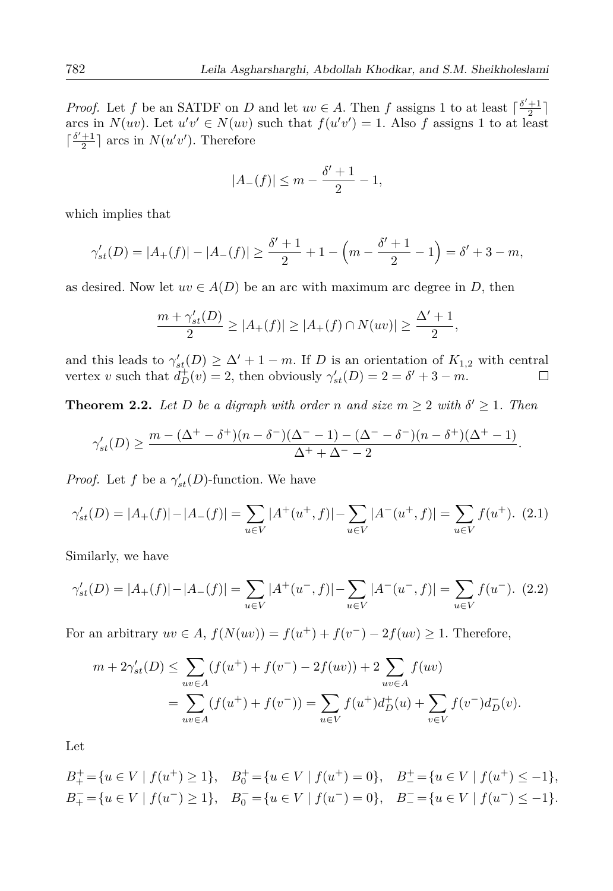*Proof.* Let $f$ be an SATDF on $D$ and let $uv \in A$. Then $f$ assigns 1 to at least $\lceil \frac{\delta'+1}{2} \rceil$ arcs in $N(uv)$. Let $u'v' \in N(uv)$ such that $f(u'v') = 1$. Also $f$ assigns 1 to at least $\lceil \frac{\delta'+1}{2} \rceil$ arcs in $N(u'v')$. Therefore

$$|A_-(f)| \leq m - \frac{\delta'+1}{2} - 1,$$

which implies that

$$\gamma'_{st}(D) = |A_+(f)| - |A_-(f)| \geq \frac{\delta'+1}{2} + 1 - \Big(m - \frac{\delta'+1}{2} - 1\Big) = \delta' + 3 - m,$$

as desired. Now let $uv \in A(D)$ be an arc with maximum arc degree in $D$, then

$$\frac{m + \gamma'_{st}(D)}{2} \geq |A_+(f)| \geq |A_+(f) \cap N(uv)| \geq \frac{\Delta'+1}{2},$$

and this leads to $\gamma'_{st}(D) \geq \Delta' + 1 - m$. If $D$ is an orientation of $K_{1,2}$ with central vertex $v$ such that $d^+_D(v) = 2$, then obviously $\gamma'_{st}(D) = 2 = \delta' + 3 - m$. $\square$

**Theorem 2.2.** *Let $D$ be a digraph with order $n$ and size $m \geq 2$ with $\delta' \geq 1$. Then*

$$\gamma'_{st}(D) \geq \frac{m - (\Delta^+ - \delta^+)(n - \delta^-)(\Delta^- - 1) - (\Delta^- - \delta^-)(n - \delta^+)(\Delta^+ - 1)}{\Delta^+ + \Delta^- - 2}.$$

*Proof.* Let $f$ be a $\gamma'_{st}(D)$-function. We have

$$\gamma'_{st}(D) = |A_+(f)| - |A_-(f)| = \sum_{u \in V} |A^+(u^+, f)| - \sum_{u \in V} |A^-(u^+, f)| = \sum_{u \in V} f(u^+). \quad (2.1)$$

Similarly, we have

$$\gamma'_{st}(D) = |A_+(f)| - |A_-(f)| = \sum_{u \in V} |A^+(u^-, f)| - \sum_{u \in V} |A^-(u^-, f)| = \sum_{u \in V} f(u^-). \quad (2.2)$$

For an arbitrary $uv \in A$, $f(N(uv)) = f(u^+) + f(v^-) - 2f(uv) \geq 1$. Therefore,

$$\begin{aligned} m + 2\gamma'_{st}(D) &\leq \sum_{uv \in A} (f(u^+) + f(v^-) - 2f(uv)) + 2 \sum_{uv \in A} f(uv) \\ &= \sum_{uv \in A} (f(u^+) + f(v^-)) = \sum_{u \in V} f(u^+) d^+_D(u) + \sum_{v \in V} f(v^-) d^-_D(v). \end{aligned}$$

Let

$$B^+_+ = \{u \in V \mid f(u^+) \geq 1\}, \quad B^+_0 = \{u \in V \mid f(u^+) = 0\}, \quad B^+_- = \{u \in V \mid f(u^+) \leq -1\},$$
$$B^-_+ = \{u \in V \mid f(u^-) \geq 1\}, \quad B^-_0 = \{u \in V \mid f(u^-) = 0\}, \quad B^-_- = \{u \in V \mid f(u^-) \leq -1\}.$$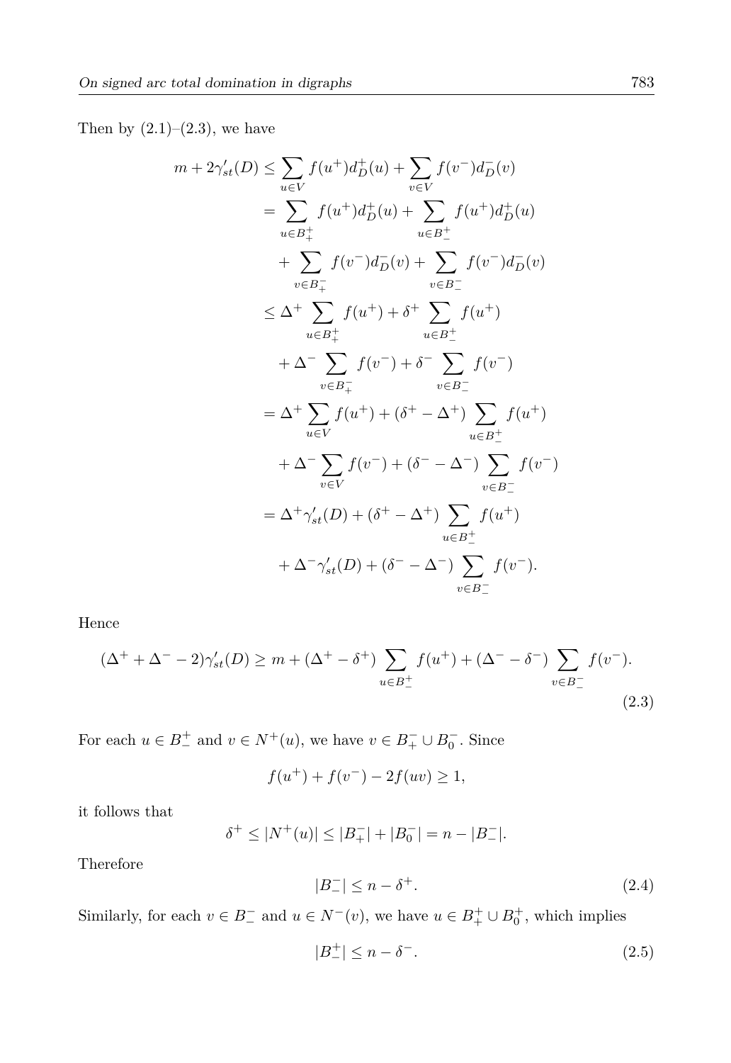Then by (2.1)–(2.3), we have

$$
\begin{aligned}
m + 2\gamma'_{st}(D) &\le \sum_{u\in V} f(u^+)d_D^+(u) + \sum_{v\in V} f(v^-)d_D^-(v) \\
&= \sum_{u\in B_+^+} f(u^+)d_D^+(u) + \sum_{u\in B_-^+} f(u^+)d_D^+(u) \\
&\quad + \sum_{v\in B_+^-} f(v^-)d_D^-(v) + \sum_{v\in B_-^-} f(v^-)d_D^-(v) \\
&\le \Delta^+ \sum_{u\in B_+^+} f(u^+) + \delta^+ \sum_{u\in B_-^+} f(u^+) \\
&\quad + \Delta^- \sum_{v\in B_+^-} f(v^-) + \delta^- \sum_{v\in B_-^-} f(v^-) \\
&= \Delta^+ \sum_{u\in V} f(u^+) + (\delta^+ - \Delta^+) \sum_{u\in B_-^+} f(u^+) \\
&\quad + \Delta^- \sum_{v\in V} f(v^-) + (\delta^- - \Delta^-) \sum_{v\in B_-^-} f(v^-) \\
&= \Delta^+\gamma'_{st}(D) + (\delta^+ - \Delta^+) \sum_{u\in B_-^+} f(u^+) \\
&\quad + \Delta^-\gamma'_{st}(D) + (\delta^- - \Delta^-) \sum_{v\in B_-^-} f(v^-).
\end{aligned}
$$

Hence

$$
(\Delta^+ + \Delta^- - 2)\gamma'_{st}(D) \ge m + (\Delta^+ - \delta^+) \sum_{u\in B_-^+} f(u^+) + (\Delta^- - \delta^-) \sum_{v\in B_-^-} f(v^-). \tag{2.3}
$$

For each $u \in B_-^+$ and $v \in N^+(u)$, we have $v \in B_+^- \cup B_0^-$. Since

$$
f(u^+) + f(v^-) - 2f(uv) \ge 1,
$$

it follows that

$$
\delta^+ \le |N^+(u)| \le |B_+^-| + |B_0^-| = n - |B_-^-|.
$$

Therefore

$$
|B_-^-| \le n - \delta^+. \tag{2.4}
$$

Similarly, for each $v \in B_-^-$ and $u \in N^-(v)$, we have $u \in B_+^+ \cup B_0^+$, which implies

$$
|B_-^+| \le n - \delta^-. \tag{2.5}
$$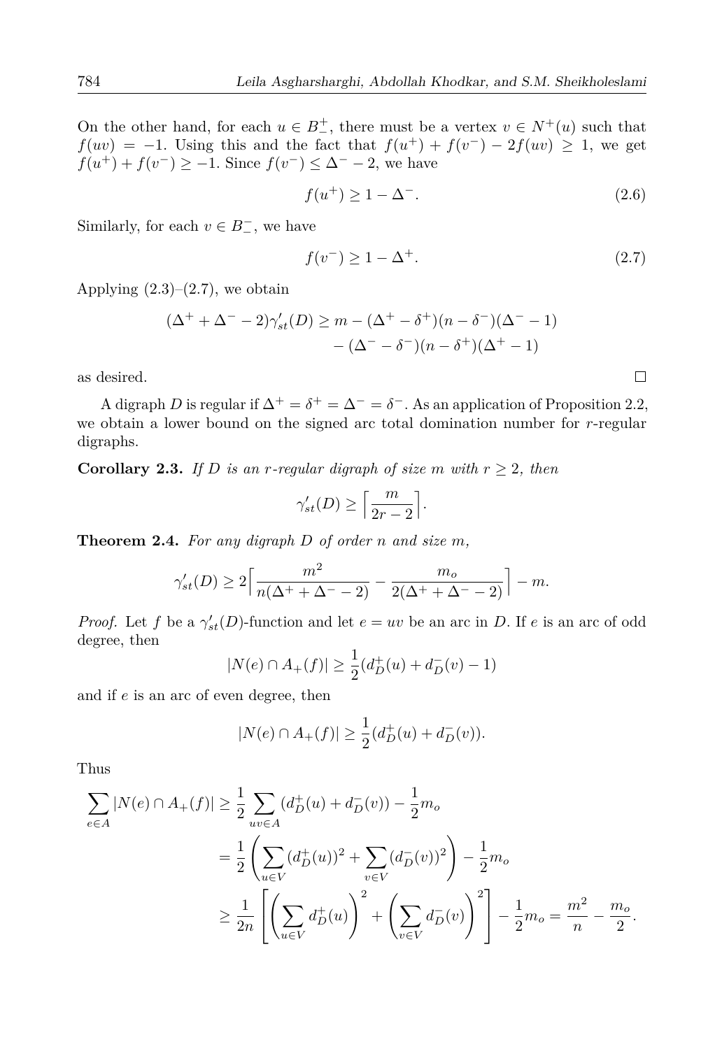On the other hand, for each $u \in B_-^+$, there must be a vertex $v \in N^+(u)$ such that $f(uv) = -1$. Using this and the fact that $f(u^+) + f(v^-) - 2f(uv) \geq 1$, we get $f(u^+) + f(v^-) \geq -1$. Since $f(v^-) \leq \Delta^- - 2$, we have

$$f(u^+) \geq 1 - \Delta^-. \tag{2.6}$$

Similarly, for each $v \in B_-^-$, we have

$$f(v^-) \geq 1 - \Delta^+. \tag{2.7}$$

Applying (2.3)–(2.7), we obtain

$$\begin{aligned}(\Delta^+ + \Delta^- - 2)\gamma'_{st}(D) \geq m &- (\Delta^+ - \delta^+)(n - \delta^-)(\Delta^- - 1) \\ &- (\Delta^- - \delta^-)(n - \delta^+)(\Delta^+ - 1)\end{aligned}$$

as desired. $\square$

A digraph $D$ is regular if $\Delta^+ = \delta^+ = \Delta^- = \delta^-$. As an application of Proposition 2.2, we obtain a lower bound on the signed arc total domination number for $r$-regular digraphs.

**Corollary 2.3.** *If $D$ is an $r$-regular digraph of size $m$ with $r \geq 2$, then*

$$\gamma'_{st}(D) \geq \left\lceil \frac{m}{2r - 2} \right\rceil.$$

**Theorem 2.4.** *For any digraph $D$ of order $n$ and size $m$,*

$$\gamma'_{st}(D) \geq 2\left\lceil \frac{m^2}{n(\Delta^+ + \Delta^- - 2)} - \frac{m_o}{2(\Delta^+ + \Delta^- - 2)} \right\rceil - m.$$

*Proof.* Let $f$ be a $\gamma'_{st}(D)$-function and let $e = uv$ be an arc in $D$. If $e$ is an arc of odd degree, then

$$|N(e) \cap A_+(f)| \geq \frac{1}{2}(d_D^+(u) + d_D^-(v) - 1)$$

and if $e$ is an arc of even degree, then

$$|N(e) \cap A_+(f)| \geq \frac{1}{2}(d_D^+(u) + d_D^-(v)).$$

Thus

$$\begin{aligned}\sum_{e \in A} |N(e) \cap A_+(f)| &\geq \frac{1}{2} \sum_{uv \in A} (d_D^+(u) + d_D^-(v)) - \frac{1}{2} m_o \\ &= \frac{1}{2} \left( \sum_{u \in V} (d_D^+(u))^2 + \sum_{v \in V} (d_D^-(v))^2 \right) - \frac{1}{2} m_o \\ &\geq \frac{1}{2n} \left[ \left( \sum_{u \in V} d_D^+(u) \right)^2 + \left( \sum_{v \in V} d_D^-(v) \right)^2 \right] - \frac{1}{2} m_o = \frac{m^2}{n} - \frac{m_o}{2}.\end{aligned}$$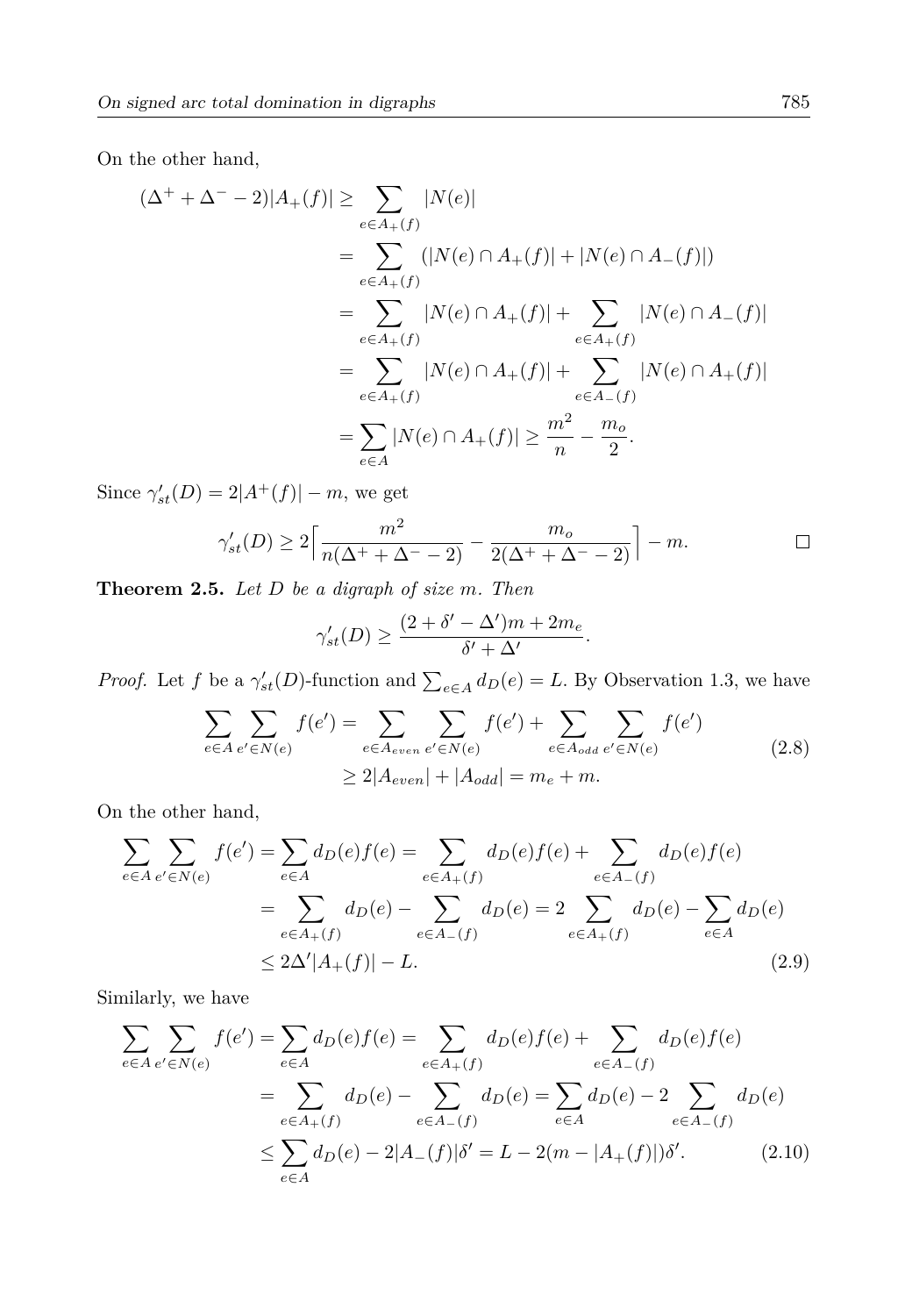On the other hand,

$$
\begin{aligned}
(\Delta^+ + \Delta^- - 2)|A_+(f)| &\geq \sum_{e \in A_+(f)} |N(e)| \\
&= \sum_{e \in A_+(f)} (|N(e) \cap A_+(f)| + |N(e) \cap A_-(f)|) \\
&= \sum_{e \in A_+(f)} |N(e) \cap A_+(f)| + \sum_{e \in A_+(f)} |N(e) \cap A_-(f)| \\
&= \sum_{e \in A_+(f)} |N(e) \cap A_+(f)| + \sum_{e \in A_-(f)} |N(e) \cap A_+(f)| \\
&= \sum_{e \in A} |N(e) \cap A_+(f)| \geq \frac{m^2}{n} - \frac{m_o}{2}.
\end{aligned}
$$

Since $\gamma'_{st}(D) = 2|A^+(f)| - m$, we get

$$
\gamma'_{st}(D) \geq 2\Big\lceil \frac{m^2}{n(\Delta^+ + \Delta^- - 2)} - \frac{m_o}{2(\Delta^+ + \Delta^- - 2)} \Big\rceil - m. \qquad \square
$$

**Theorem 2.5.** *Let $D$ be a digraph of size $m$. Then*

$$
\gamma'_{st}(D) \geq \frac{(2 + \delta' - \Delta')m + 2m_e}{\delta' + \Delta'}.
$$

*Proof.* Let $f$ be a $\gamma'_{st}(D)$-function and $\sum_{e \in A} d_D(e) = L$. By Observation 1.3, we have

$$
\begin{aligned}
\sum_{e \in A} \sum_{e' \in N(e)} f(e') &= \sum_{e \in A_{even}} \sum_{e' \in N(e)} f(e') + \sum_{e \in A_{odd}} \sum_{e' \in N(e)} f(e') \\
&\geq 2|A_{even}| + |A_{odd}| = m_e + m.
\end{aligned} \tag{2.8}
$$

On the other hand,

$$
\begin{aligned}
\sum_{e \in A} \sum_{e' \in N(e)} f(e') &= \sum_{e \in A} d_D(e) f(e) = \sum_{e \in A_+(f)} d_D(e) f(e) + \sum_{e \in A_-(f)} d_D(e) f(e) \\
&= \sum_{e \in A_+(f)} d_D(e) - \sum_{e \in A_-(f)} d_D(e) = 2 \sum_{e \in A_+(f)} d_D(e) - \sum_{e \in A} d_D(e) \\
&\leq 2\Delta' |A_+(f)| - L.
\end{aligned} \tag{2.9}
$$

Similarly, we have

$$
\begin{aligned}
\sum_{e \in A} \sum_{e' \in N(e)} f(e') &= \sum_{e \in A} d_D(e) f(e) = \sum_{e \in A_+(f)} d_D(e) f(e) + \sum_{e \in A_-(f)} d_D(e) f(e) \\
&= \sum_{e \in A_+(f)} d_D(e) - \sum_{e \in A_-(f)} d_D(e) = \sum_{e \in A} d_D(e) - 2 \sum_{e \in A_-(f)} d_D(e) \\
&\leq \sum_{e \in A} d_D(e) - 2|A_-(f)|\delta' = L - 2(m - |A_+(f)|)\delta'.
\end{aligned} \tag{2.10}
$$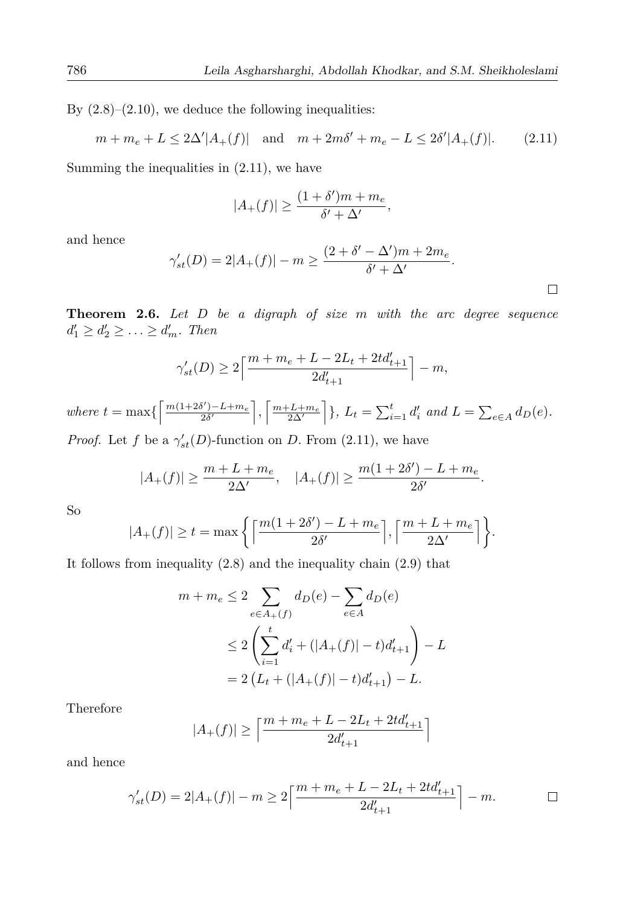By (2.8)–(2.10), we deduce the following inequalities:

$$m + m_e + L \leq 2\Delta'|A_+(f)| \quad \text{and} \quad m + 2m\delta' + m_e - L \leq 2\delta'|A_+(f)|. \tag{2.11}$$

Summing the inequalities in (2.11), we have

$$|A_+(f)| \geq \frac{(1+\delta')m + m_e}{\delta' + \Delta'},$$

and hence

$$\gamma'_{st}(D) = 2|A_+(f)| - m \geq \frac{(2+\delta'-\Delta')m + 2m_e}{\delta' + \Delta'}.$$

□

**Theorem 2.6.** *Let $D$ be a digraph of size $m$ with the arc degree sequence $d'_1 \geq d'_2 \geq \ldots \geq d'_m$. Then*

$$\gamma'_{st}(D) \geq 2\left\lceil \frac{m + m_e + L - 2L_t + 2td'_{t+1}}{2d'_{t+1}} \right\rceil - m,$$

*where* $t = \max\{\left\lceil \frac{m(1+2\delta')-L+m_e}{2\delta'} \right\rceil, \left\lceil \frac{m+L+m_e}{2\Delta'} \right\rceil\}$, $L_t = \sum_{i=1}^{t} d'_i$ *and* $L = \sum_{e \in A} d_D(e)$.

*Proof.* Let $f$ be a $\gamma'_{st}(D)$-function on $D$. From (2.11), we have

$$|A_+(f)| \geq \frac{m + L + m_e}{2\Delta'}, \quad |A_+(f)| \geq \frac{m(1+2\delta') - L + m_e}{2\delta'}.$$

So

$$|A_+(f)| \geq t = \max\left\{ \left\lceil \frac{m(1+2\delta') - L + m_e}{2\delta'} \right\rceil, \left\lceil \frac{m + L + m_e}{2\Delta'} \right\rceil \right\}.$$

It follows from inequality (2.8) and the inequality chain (2.9) that

$$\begin{aligned} m + m_e &\leq 2 \sum_{e \in A_+(f)} d_D(e) - \sum_{e \in A} d_D(e) \\ &\leq 2 \left( \sum_{i=1}^{t} d'_i + (|A_+(f)| - t)d'_{t+1} \right) - L \\ &= 2\left( L_t + (|A_+(f)| - t)d'_{t+1} \right) - L. \end{aligned}$$

Therefore

$$|A_+(f)| \geq \left\lceil \frac{m + m_e + L - 2L_t + 2td'_{t+1}}{2d'_{t+1}} \right\rceil$$

and hence

$$\gamma'_{st}(D) = 2|A_+(f)| - m \geq 2\left\lceil \frac{m + m_e + L - 2L_t + 2td'_{t+1}}{2d'_{t+1}} \right\rceil - m.$$

□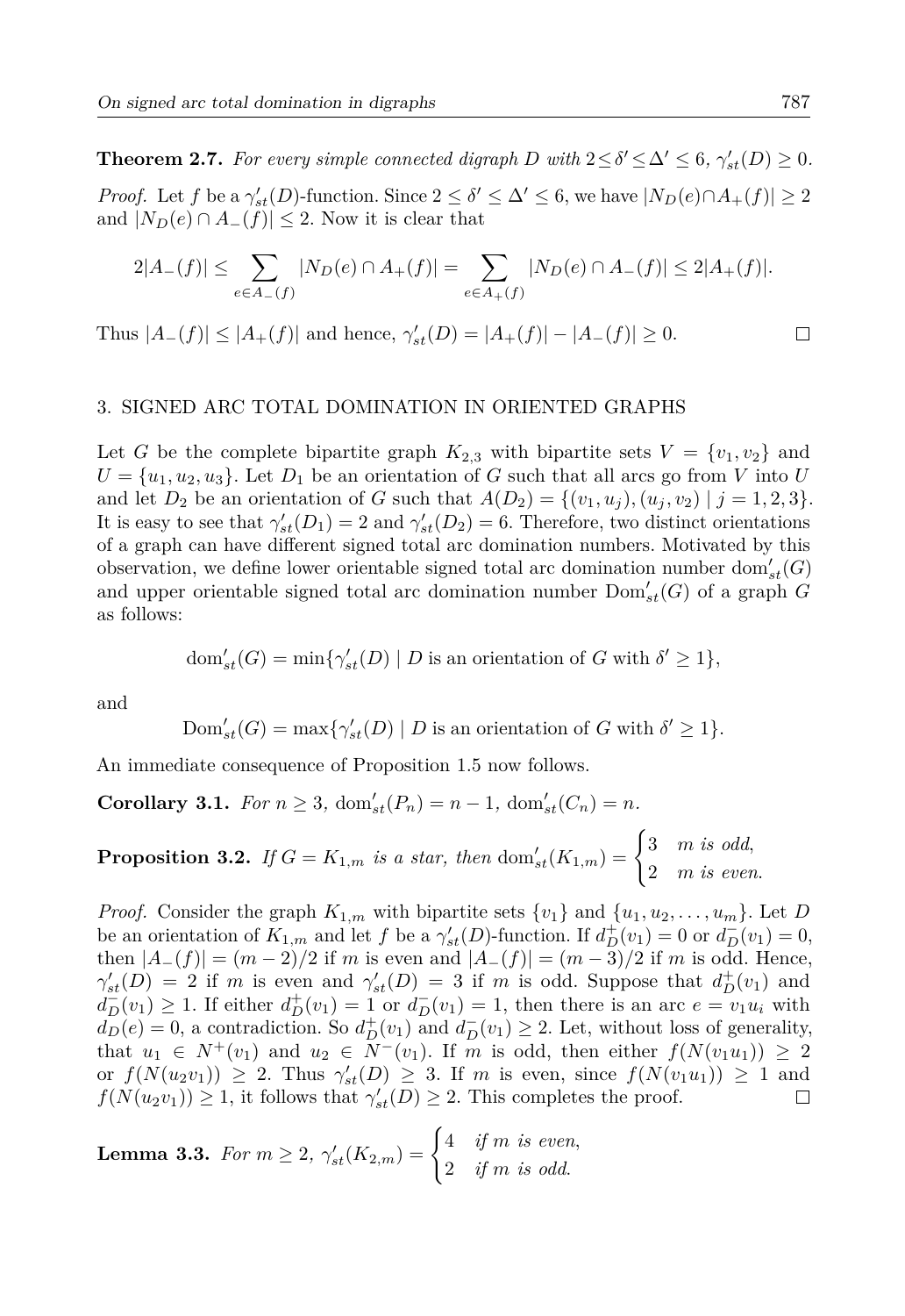**Theorem 2.7.** *For every simple connected digraph $D$ with $2 \leq \delta' \leq \Delta' \leq 6$, $\gamma'_{st}(D) \geq 0$.*

*Proof.* Let $f$ be a $\gamma'_{st}(D)$-function. Since $2 \leq \delta' \leq \Delta' \leq 6$, we have $|N_D(e) \cap A_+(f)| \geq 2$ and $|N_D(e) \cap A_-(f)| \leq 2$. Now it is clear that

$$2|A_-(f)| \leq \sum_{e \in A_-(f)} |N_D(e) \cap A_+(f)| = \sum_{e \in A_+(f)} |N_D(e) \cap A_-(f)| \leq 2|A_+(f)|.$$

Thus $|A_-(f)| \leq |A_+(f)|$ and hence, $\gamma'_{st}(D) = |A_+(f)| - |A_-(f)| \geq 0$. □

## 3. SIGNED ARC TOTAL DOMINATION IN ORIENTED GRAPHS

Let $G$ be the complete bipartite graph $K_{2,3}$ with bipartite sets $V = \{v_1, v_2\}$ and $U = \{u_1, u_2, u_3\}$. Let $D_1$ be an orientation of $G$ such that all arcs go from $V$ into $U$ and let $D_2$ be an orientation of $G$ such that $A(D_2) = \{(v_1, u_j), (u_j, v_2) \mid j = 1, 2, 3\}$. It is easy to see that $\gamma'_{st}(D_1) = 2$ and $\gamma'_{st}(D_2) = 6$. Therefore, two distinct orientations of a graph can have different signed total arc domination numbers. Motivated by this observation, we define lower orientable signed total arc domination number $\mathrm{dom}'_{st}(G)$ and upper orientable signed total arc domination number $\mathrm{Dom}'_{st}(G)$ of a graph $G$ as follows:

$$\mathrm{dom}'_{st}(G) = \min\{\gamma'_{st}(D) \mid D \text{ is an orientation of } G \text{ with } \delta' \geq 1\},$$

and

$$\mathrm{Dom}'_{st}(G) = \max\{\gamma'_{st}(D) \mid D \text{ is an orientation of } G \text{ with } \delta' \geq 1\}.$$

An immediate consequence of Proposition 1.5 now follows.

**Corollary 3.1.** *For $n \geq 3$, $\mathrm{dom}'_{st}(P_n) = n - 1$, $\mathrm{dom}'_{st}(C_n) = n$.*

**Proposition 3.2.** *If $G = K_{1,m}$ is a star, then* $\mathrm{dom}'_{st}(K_{1,m}) = \begin{cases} 3 & m \text{ is odd}, \\ 2 & m \text{ is even}. \end{cases}$

*Proof.* Consider the graph $K_{1,m}$ with bipartite sets $\{v_1\}$ and $\{u_1, u_2, \ldots, u_m\}$. Let $D$ be an orientation of $K_{1,m}$ and let $f$ be a $\gamma'_{st}(D)$-function. If $d^+_D(v_1) = 0$ or $d^-_D(v_1) = 0$, then $|A_-(f)| = (m-2)/2$ if $m$ is even and $|A_-(f)| = (m-3)/2$ if $m$ is odd. Hence, $\gamma'_{st}(D) = 2$ if $m$ is even and $\gamma'_{st}(D) = 3$ if $m$ is odd. Suppose that $d^+_D(v_1)$ and $d^-_D(v_1) \geq 1$. If either $d^+_D(v_1) = 1$ or $d^-_D(v_1) = 1$, then there is an arc $e = v_1 u_i$ with $d_D(e) = 0$, a contradiction. So $d^+_D(v_1)$ and $d^-_D(v_1) \geq 2$. Let, without loss of generality, that $u_1 \in N^+(v_1)$ and $u_2 \in N^-(v_1)$. If $m$ is odd, then either $f(N(v_1 u_1)) \geq 2$ or $f(N(u_2 v_1)) \geq 2$. Thus $\gamma'_{st}(D) \geq 3$. If $m$ is even, since $f(N(v_1 u_1)) \geq 1$ and $f(N(u_2 v_1)) \geq 1$, it follows that $\gamma'_{st}(D) \geq 2$. This completes the proof. □

**Lemma 3.3.** *For $m \geq 2$,* $\gamma'_{st}(K_{2,m}) = \begin{cases} 4 & \text{if } m \text{ is even}, \\ 2 & \text{if } m \text{ is odd}. \end{cases}$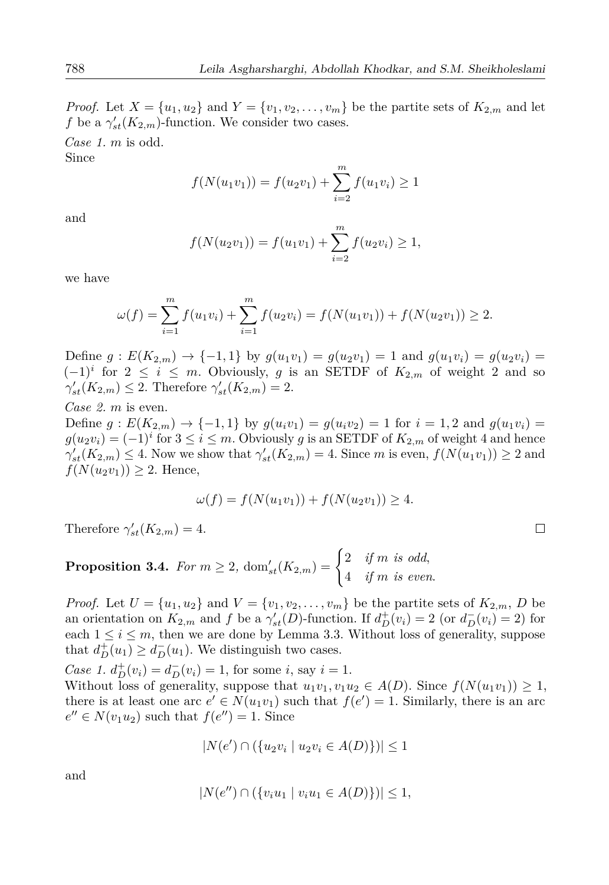*Proof.* Let $X = \{u_1, u_2\}$ and $Y = \{v_1, v_2, \ldots, v_m\}$ be the partite sets of $K_{2,m}$ and let $f$ be a $\gamma'_{st}(K_{2,m})$-function. We consider two cases.

*Case 1.* $m$ is odd.
Since

$$f(N(u_1v_1)) = f(u_2v_1) + \sum_{i=2}^{m} f(u_1v_i) \geq 1$$

and

$$f(N(u_2v_1)) = f(u_1v_1) + \sum_{i=2}^{m} f(u_2v_i) \geq 1,$$

we have

$$\omega(f) = \sum_{i=1}^{m} f(u_1v_i) + \sum_{i=1}^{m} f(u_2v_i) = f(N(u_1v_1)) + f(N(u_2v_1)) \geq 2.$$

Define $g : E(K_{2,m}) \to \{-1, 1\}$ by $g(u_1v_1) = g(u_2v_1) = 1$ and $g(u_1v_i) = g(u_2v_i) = (-1)^i$ for $2 \leq i \leq m$. Obviously, $g$ is an SETDF of $K_{2,m}$ of weight 2 and so $\gamma'_{st}(K_{2,m}) \leq 2$. Therefore $\gamma'_{st}(K_{2,m}) = 2$.

*Case 2.* $m$ is even.
Define $g : E(K_{2,m}) \to \{-1, 1\}$ by $g(u_iv_1) = g(u_iv_2) = 1$ for $i = 1, 2$ and $g(u_1v_i) = g(u_2v_i) = (-1)^i$ for $3 \leq i \leq m$. Obviously $g$ is an SETDF of $K_{2,m}$ of weight 4 and hence $\gamma'_{st}(K_{2,m}) \leq 4$. Now we show that $\gamma'_{st}(K_{2,m}) = 4$. Since $m$ is even, $f(N(u_1v_1)) \geq 2$ and $f(N(u_2v_1)) \geq 2$. Hence,

$$\omega(f) = f(N(u_1v_1)) + f(N(u_2v_1)) \geq 4.$$

Therefore $\gamma'_{st}(K_{2,m}) = 4$. $\square$

**Proposition 3.4.** *For $m \geq 2$,* $\mathrm{dom}'_{st}(K_{2,m}) = \begin{cases} 2 & \textit{if } m \textit{ is odd,} \\ 4 & \textit{if } m \textit{ is even.} \end{cases}$

*Proof.* Let $U = \{u_1, u_2\}$ and $V = \{v_1, v_2, \ldots, v_m\}$ be the partite sets of $K_{2,m}$, $D$ be an orientation on $K_{2,m}$ and $f$ be a $\gamma'_{st}(D)$-function. If $d^+_D(v_i) = 2$ (or $d^-_D(v_i) = 2$) for each $1 \leq i \leq m$, then we are done by Lemma 3.3. Without loss of generality, suppose that $d^+_D(u_1) \geq d^-_D(u_1)$. We distinguish two cases.

*Case 1.* $d^+_D(v_i) = d^-_D(v_i) = 1$, for some $i$, say $i = 1$.
Without loss of generality, suppose that $u_1v_1, v_1u_2 \in A(D)$. Since $f(N(u_1v_1)) \geq 1$, there is at least one arc $e' \in N(u_1v_1)$ such that $f(e') = 1$. Similarly, there is an arc $e'' \in N(v_1u_2)$ such that $f(e'') = 1$. Since

$$|N(e') \cap (\{u_2v_i \mid u_2v_i \in A(D)\})| \leq 1$$

and

$$|N(e'') \cap (\{v_iu_1 \mid v_iu_1 \in A(D)\})| \leq 1,$$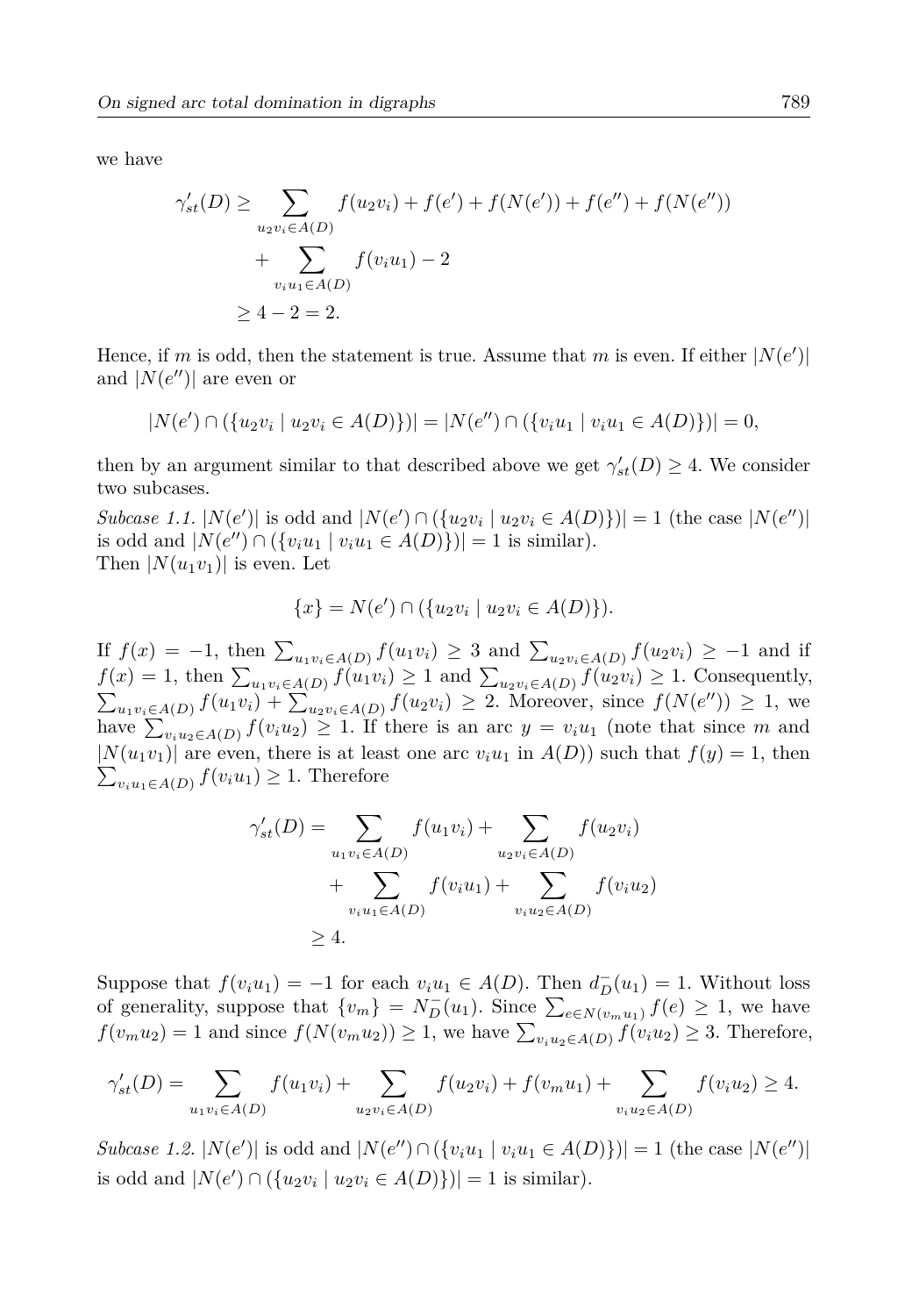we have

$$\begin{aligned}\gamma'_{st}(D) &\geq \sum_{u_2v_i\in A(D)} f(u_2v_i) + f(e') + f(N(e')) + f(e'') + f(N(e''))\\ &\quad + \sum_{v_iu_1\in A(D)} f(v_iu_1) - 2\\ &\geq 4 - 2 = 2.\end{aligned}$$

Hence, if $m$ is odd, then the statement is true. Assume that $m$ is even. If either $|N(e')|$ and $|N(e'')|$ are even or

$$|N(e') \cap (\{u_2v_i \mid u_2v_i \in A(D)\})| = |N(e'') \cap (\{v_iu_1 \mid v_iu_1 \in A(D)\})| = 0,$$

then by an argument similar to that described above we get $\gamma'_{st}(D) \geq 4$. We consider two subcases.

*Subcase 1.1.* $|N(e')|$ is odd and $|N(e') \cap (\{u_2v_i \mid u_2v_i \in A(D)\})| = 1$ (the case $|N(e'')|$ is odd and $|N(e'') \cap (\{v_iu_1 \mid v_iu_1 \in A(D)\})| = 1$ is similar).
Then $|N(u_1v_1)|$ is even. Let

$$\{x\} = N(e') \cap (\{u_2v_i \mid u_2v_i \in A(D)\}).$$

If $f(x) = -1$, then $\sum_{u_1v_i\in A(D)} f(u_1v_i) \geq 3$ and $\sum_{u_2v_i\in A(D)} f(u_2v_i) \geq -1$ and if $f(x) = 1$, then $\sum_{u_1v_i\in A(D)} f(u_1v_i) \geq 1$ and $\sum_{u_2v_i\in A(D)} f(u_2v_i) \geq 1$. Consequently, $\sum_{u_1v_i\in A(D)} f(u_1v_i) + \sum_{u_2v_i\in A(D)} f(u_2v_i) \geq 2$. Moreover, since $f(N(e'')) \geq 1$, we have $\sum_{v_iu_2\in A(D)} f(v_iu_2) \geq 1$. If there is an arc $y = v_iu_1$ (note that since $m$ and $|N(u_1v_1)|$ are even, there is at least one arc $v_iu_1$ in $A(D)$) such that $f(y) = 1$, then $\sum_{v_iu_1\in A(D)} f(v_iu_1) \geq 1$. Therefore

$$\begin{aligned}\gamma'_{st}(D) &= \sum_{u_1v_i\in A(D)} f(u_1v_i) + \sum_{u_2v_i\in A(D)} f(u_2v_i)\\ &\quad + \sum_{v_iu_1\in A(D)} f(v_iu_1) + \sum_{v_iu_2\in A(D)} f(v_iu_2)\\ &\geq 4.\end{aligned}$$

Suppose that $f(v_iu_1) = -1$ for each $v_iu_1 \in A(D)$. Then $d^-_D(u_1) = 1$. Without loss of generality, suppose that $\{v_m\} = N^-_D(u_1)$. Since $\sum_{e\in N(v_mu_1)} f(e) \geq 1$, we have $f(v_mu_2) = 1$ and since $f(N(v_mu_2)) \geq 1$, we have $\sum_{v_iu_2\in A(D)} f(v_iu_2) \geq 3$. Therefore,

$$\gamma'_{st}(D) = \sum_{u_1v_i\in A(D)} f(u_1v_i) + \sum_{u_2v_i\in A(D)} f(u_2v_i) + f(v_mu_1) + \sum_{v_iu_2\in A(D)} f(v_iu_2) \geq 4.$$

*Subcase 1.2.* $|N(e')|$ is odd and $|N(e'') \cap (\{v_iu_1 \mid v_iu_1 \in A(D)\})| = 1$ (the case $|N(e'')|$ is odd and $|N(e') \cap (\{u_2v_i \mid u_2v_i \in A(D)\})| = 1$ is similar).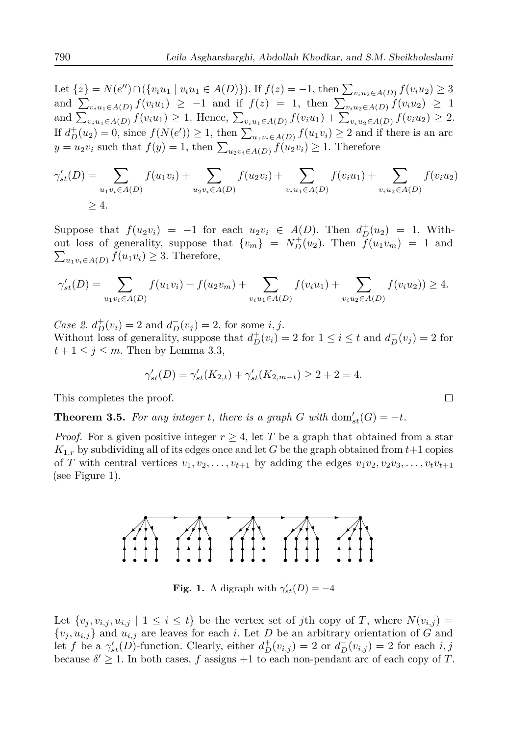Let $\{z\} = N(e'') \cap (\{v_iu_1 \mid v_iu_1 \in A(D)\})$. If $f(z) = -1$, then $\sum_{v_iu_2 \in A(D)} f(v_iu_2) \geq 3$ and $\sum_{v_iu_1 \in A(D)} f(v_iu_1) \geq -1$ and if $f(z) = 1$, then $\sum_{v_iu_2 \in A(D)} f(v_iu_2) \geq 1$ and $\sum_{v_iu_1 \in A(D)} f(v_iu_1) \geq 1$. Hence, $\sum_{v_iu_1 \in A(D)} f(v_iu_1) + \sum_{v_iu_2 \in A(D)} f(v_iu_2) \geq 2$. If $d_D^+(u_2) = 0$, since $f(N(e')) \geq 1$, then $\sum_{u_1v_i \in A(D)} f(u_1v_i) \geq 2$ and if there is an arc $y = u_2v_i$ such that $f(y) = 1$, then $\sum_{u_2v_i \in A(D)} f(u_2v_i) \geq 1$. Therefore

$$\gamma'_{st}(D) = \sum_{u_1v_i \in A(D)} f(u_1v_i) + \sum_{u_2v_i \in A(D)} f(u_2v_i) + \sum_{v_iu_1 \in A(D)} f(v_iu_1) + \sum_{v_iu_2 \in A(D)} f(v_iu_2) \geq 4.$$

Suppose that $f(u_2v_i) = -1$ for each $u_2v_i \in A(D)$. Then $d_D^+(u_2) = 1$. Without loss of generality, suppose that $\{v_m\} = N_D^+(u_2)$. Then $f(u_1v_m) = 1$ and $\sum_{u_1v_i \in A(D)} f(u_1v_i) \geq 3$. Therefore,

$$\gamma'_{st}(D) = \sum_{u_1v_i \in A(D)} f(u_1v_i) + f(u_2v_m) + \sum_{v_iu_1 \in A(D)} f(v_iu_1) + \sum_{v_iu_2 \in A(D)} f(v_iu_2)) \geq 4.$$

*Case 2.* $d_D^+(v_i) = 2$ and $d_D^-(v_j) = 2$, for some $i, j$.
Without loss of generality, suppose that $d_D^+(v_i) = 2$ for $1 \leq i \leq t$ and $d_D^-(v_j) = 2$ for $t + 1 \leq j \leq m$. Then by Lemma 3.3,

$$\gamma'_{st}(D) = \gamma'_{st}(K_{2,t}) + \gamma'_{st}(K_{2,m-t}) \geq 2 + 2 = 4.$$

This completes the proof. □

**Theorem 3.5.** *For any integer t, there is a graph G with* $\mathrm{dom}'_{st}(G) = -t$.

*Proof.* For a given positive integer $r \geq 4$, let $T$ be a graph that obtained from a star $K_{1,r}$ by subdividing all of its edges once and let $G$ be the graph obtained from $t+1$ copies of $T$ with central vertices $v_1, v_2, \ldots, v_{t+1}$ by adding the edges $v_1v_2, v_2v_3, \ldots, v_tv_{t+1}$ (see Figure 1).

**Fig. 1.** A digraph with $\gamma'_{st}(D) = -4$

Let $\{v_j, v_{i,j}, u_{i,j} \mid 1 \leq i \leq t\}$ be the vertex set of $j$th copy of $T$, where $N(v_{i,j}) = \{v_j, u_{i,j}\}$ and $u_{i,j}$ are leaves for each $i$. Let $D$ be an arbitrary orientation of $G$ and let $f$ be a $\gamma'_{st}(D)$-function. Clearly, either $d_D^+(v_{i,j}) = 2$ or $d_D^-(v_{i,j}) = 2$ for each $i, j$ because $\delta' \geq 1$. In both cases, $f$ assigns $+1$ to each non-pendant arc of each copy of $T$.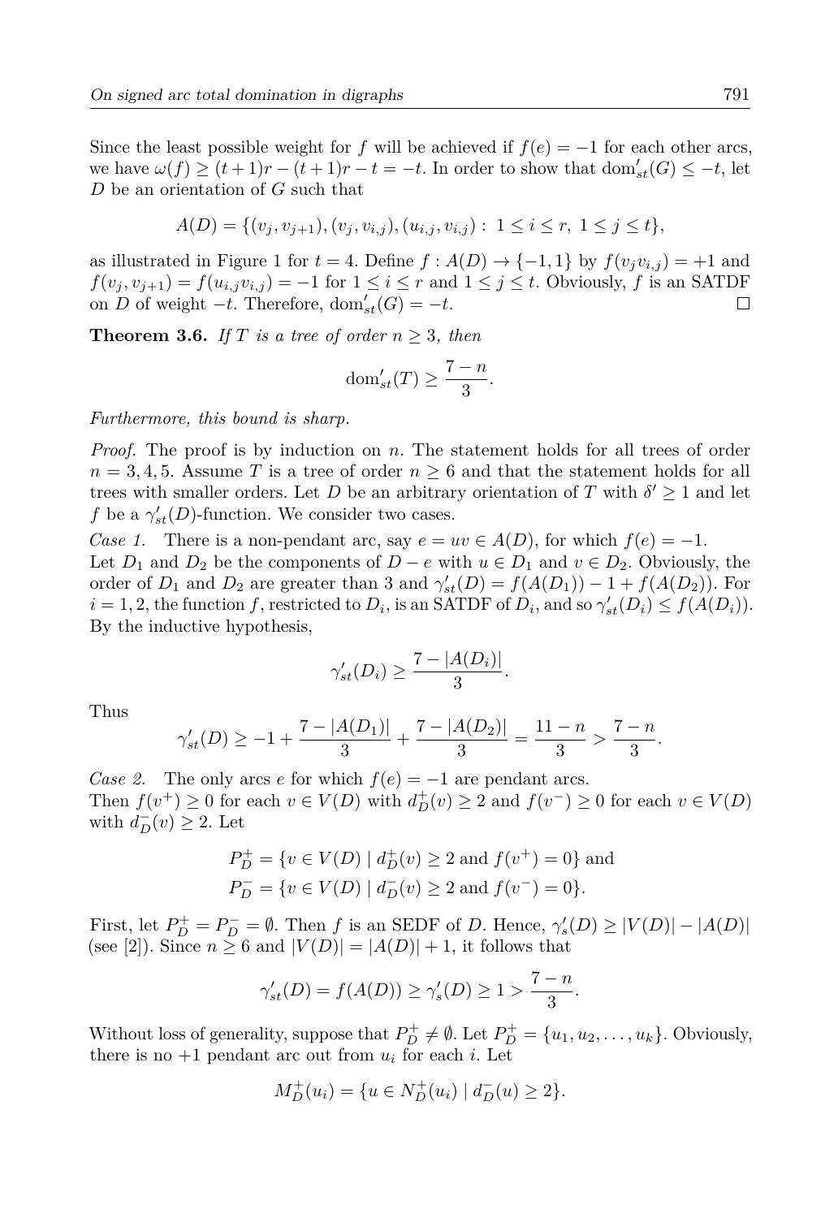Since the least possible weight for $f$ will be achieved if $f(e) = -1$ for each other arcs, we have $\omega(f) \geq (t+1)r - (t+1)r - t = -t$. In order to show that $\mathrm{dom}'_{st}(G) \leq -t$, let $D$ be an orientation of $G$ such that

$$A(D) = \{(v_j, v_{j+1}), (v_j, v_{i,j}), (u_{i,j}, v_{i,j}) : \ 1 \leq i \leq r, \ 1 \leq j \leq t\},$$

as illustrated in Figure 1 for $t = 4$. Define $f : A(D) \to \{-1, 1\}$ by $f(v_j v_{i,j}) = +1$ and $f(v_j, v_{j+1}) = f(u_{i,j} v_{i,j}) = -1$ for $1 \leq i \leq r$ and $1 \leq j \leq t$. Obviously, $f$ is an SATDF on $D$ of weight $-t$. Therefore, $\mathrm{dom}'_{st}(G) = -t$. □

**Theorem 3.6.** *If $T$ is a tree of order $n \geq 3$, then*

$$\mathrm{dom}'_{st}(T) \geq \frac{7-n}{3}.$$

*Furthermore, this bound is sharp.*

*Proof.* The proof is by induction on $n$. The statement holds for all trees of order $n = 3, 4, 5$. Assume $T$ is a tree of order $n \geq 6$ and that the statement holds for all trees with smaller orders. Let $D$ be an arbitrary orientation of $T$ with $\delta' \geq 1$ and let $f$ be a $\gamma'_{st}(D)$-function. We consider two cases.

*Case 1.* There is a non-pendant arc, say $e = uv \in A(D)$, for which $f(e) = -1$. Let $D_1$ and $D_2$ be the components of $D - e$ with $u \in D_1$ and $v \in D_2$. Obviously, the order of $D_1$ and $D_2$ are greater than 3 and $\gamma'_{st}(D) = f(A(D_1)) - 1 + f(A(D_2))$. For $i = 1, 2$, the function $f$, restricted to $D_i$, is an SATDF of $D_i$, and so $\gamma'_{st}(D_i) \leq f(A(D_i))$. By the inductive hypothesis,

$$\gamma'_{st}(D_i) \geq \frac{7 - |A(D_i)|}{3}.$$

Thus

$$\gamma'_{st}(D) \geq -1 + \frac{7 - |A(D_1)|}{3} + \frac{7 - |A(D_2)|}{3} = \frac{11-n}{3} > \frac{7-n}{3}.$$

*Case 2.* The only arcs $e$ for which $f(e) = -1$ are pendant arcs. Then $f(v^+) \geq 0$ for each $v \in V(D)$ with $d^+_D(v) \geq 2$ and $f(v^-) \geq 0$ for each $v \in V(D)$ with $d^-_D(v) \geq 2$. Let

$$P^+_D = \{v \in V(D) \mid d^+_D(v) \geq 2 \text{ and } f(v^+) = 0\} \text{ and}$$
$$P^-_D = \{v \in V(D) \mid d^-_D(v) \geq 2 \text{ and } f(v^-) = 0\}.$$

First, let $P^+_D = P^-_D = \emptyset$. Then $f$ is an SEDF of $D$. Hence, $\gamma'_s(D) \geq |V(D)| - |A(D)|$ (see [2]). Since $n \geq 6$ and $|V(D)| = |A(D)| + 1$, it follows that

$$\gamma'_{st}(D) = f(A(D)) \geq \gamma'_s(D) \geq 1 > \frac{7-n}{3}.$$

Without loss of generality, suppose that $P^+_D \neq \emptyset$. Let $P^+_D = \{u_1, u_2, \ldots, u_k\}$. Obviously, there is no $+1$ pendant arc out from $u_i$ for each $i$. Let

$$M^+_D(u_i) = \{u \in N^+_D(u_i) \mid d^-_D(u) \geq 2\}.$$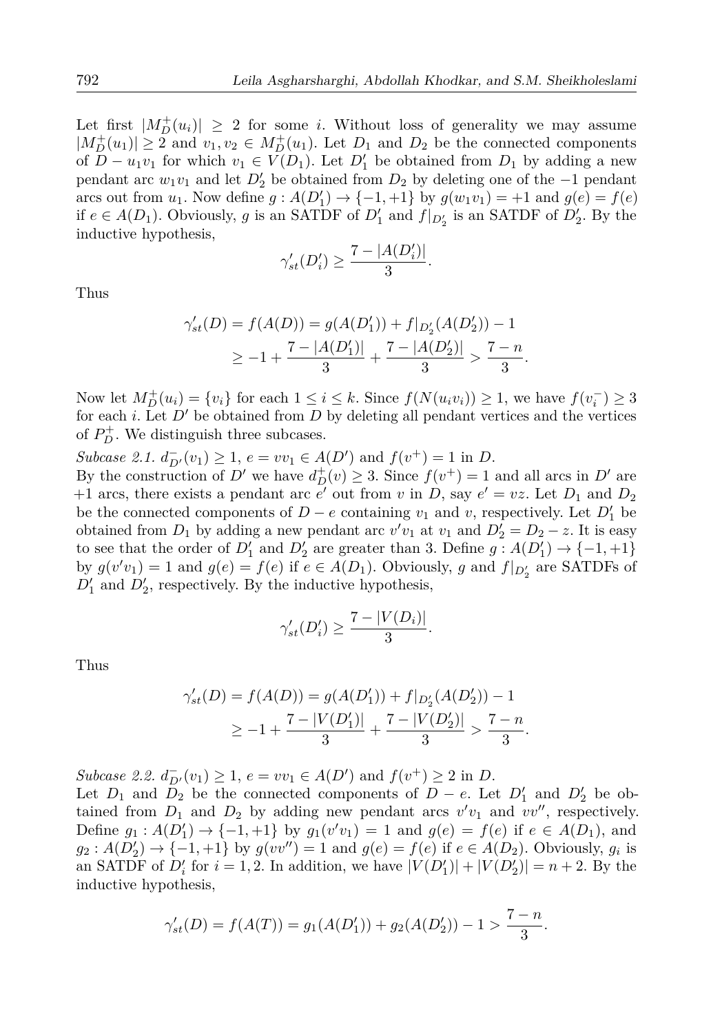Let first $|M_D^+(u_i)| \geq 2$ for some $i$. Without loss of generality we may assume $|M_D^+(u_1)| \geq 2$ and $v_1, v_2 \in M_D^+(u_1)$. Let $D_1$ and $D_2$ be the connected components of $D - u_1v_1$ for which $v_1 \in V(D_1)$. Let $D_1'$ be obtained from $D_1$ by adding a new pendant arc $w_1v_1$ and let $D_2'$ be obtained from $D_2$ by deleting one of the $-1$ pendant arcs out from $u_1$. Now define $g : A(D_1') \to \{-1, +1\}$ by $g(w_1v_1) = +1$ and $g(e) = f(e)$ if $e \in A(D_1)$. Obviously, $g$ is an SATDF of $D_1'$ and $f|_{D_2'}$ is an SATDF of $D_2'$. By the inductive hypothesis,

$$\gamma_{st}'(D_i') \geq \frac{7 - |A(D_i')|}{3}.$$

Thus

$$\begin{aligned}\gamma_{st}'(D) = f(A(D)) &= g(A(D_1')) + f|_{D_2'}(A(D_2')) - 1 \\ &\geq -1 + \frac{7 - |A(D_1')|}{3} + \frac{7 - |A(D_2')|}{3} > \frac{7 - n}{3}.\end{aligned}$$

Now let $M_D^+(u_i) = \{v_i\}$ for each $1 \leq i \leq k$. Since $f(N(u_iv_i)) \geq 1$, we have $f(v_i^-) \geq 3$ for each $i$. Let $D'$ be obtained from $D$ by deleting all pendant vertices and the vertices of $P_D^+$. We distinguish three subcases.

*Subcase 2.1.* $d_{D'}^-(v_1) \geq 1$, $e = vv_1 \in A(D')$ and $f(v^+) = 1$ in $D$.

By the construction of $D'$ we have $d_D^+(v) \geq 3$. Since $f(v^+) = 1$ and all arcs in $D'$ are $+1$ arcs, there exists a pendant arc $e'$ out from $v$ in $D$, say $e' = vz$. Let $D_1$ and $D_2$ be the connected components of $D - e$ containing $v_1$ and $v$, respectively. Let $D_1'$ be obtained from $D_1$ by adding a new pendant arc $v'v_1$ at $v_1$ and $D_2' = D_2 - z$. It is easy to see that the order of $D_1'$ and $D_2'$ are greater than 3. Define $g : A(D_1') \to \{-1, +1\}$ by $g(v'v_1) = 1$ and $g(e) = f(e)$ if $e \in A(D_1)$. Obviously, $g$ and $f|_{D_2'}$ are SATDFs of $D_1'$ and $D_2'$, respectively. By the inductive hypothesis,

$$\gamma_{st}'(D_i') \geq \frac{7 - |V(D_i)|}{3}.$$

Thus

$$\begin{aligned}\gamma_{st}'(D) = f(A(D)) &= g(A(D_1')) + f|_{D_2'}(A(D_2')) - 1 \\ &\geq -1 + \frac{7 - |V(D_1')|}{3} + \frac{7 - |V(D_2')|}{3} > \frac{7 - n}{3}.\end{aligned}$$

*Subcase 2.2.* $d_{D'}^-(v_1) \geq 1$, $e = vv_1 \in A(D')$ and $f(v^+) \geq 2$ in $D$.

Let $D_1$ and $D_2$ be the connected components of $D - e$. Let $D_1'$ and $D_2'$ be obtained from $D_1$ and $D_2$ by adding new pendant arcs $v'v_1$ and $vv''$, respectively. Define $g_1 : A(D_1') \to \{-1, +1\}$ by $g_1(v'v_1) = 1$ and $g(e) = f(e)$ if $e \in A(D_1)$, and $g_2 : A(D_2') \to \{-1, +1\}$ by $g(vv'') = 1$ and $g(e) = f(e)$ if $e \in A(D_2)$. Obviously, $g_i$ is an SATDF of $D_i'$ for $i = 1, 2$. In addition, we have $|V(D_1')| + |V(D_2')| = n + 2$. By the inductive hypothesis,

$$\gamma_{st}'(D) = f(A(T)) = g_1(A(D_1')) + g_2(A(D_2')) - 1 > \frac{7 - n}{3}.$$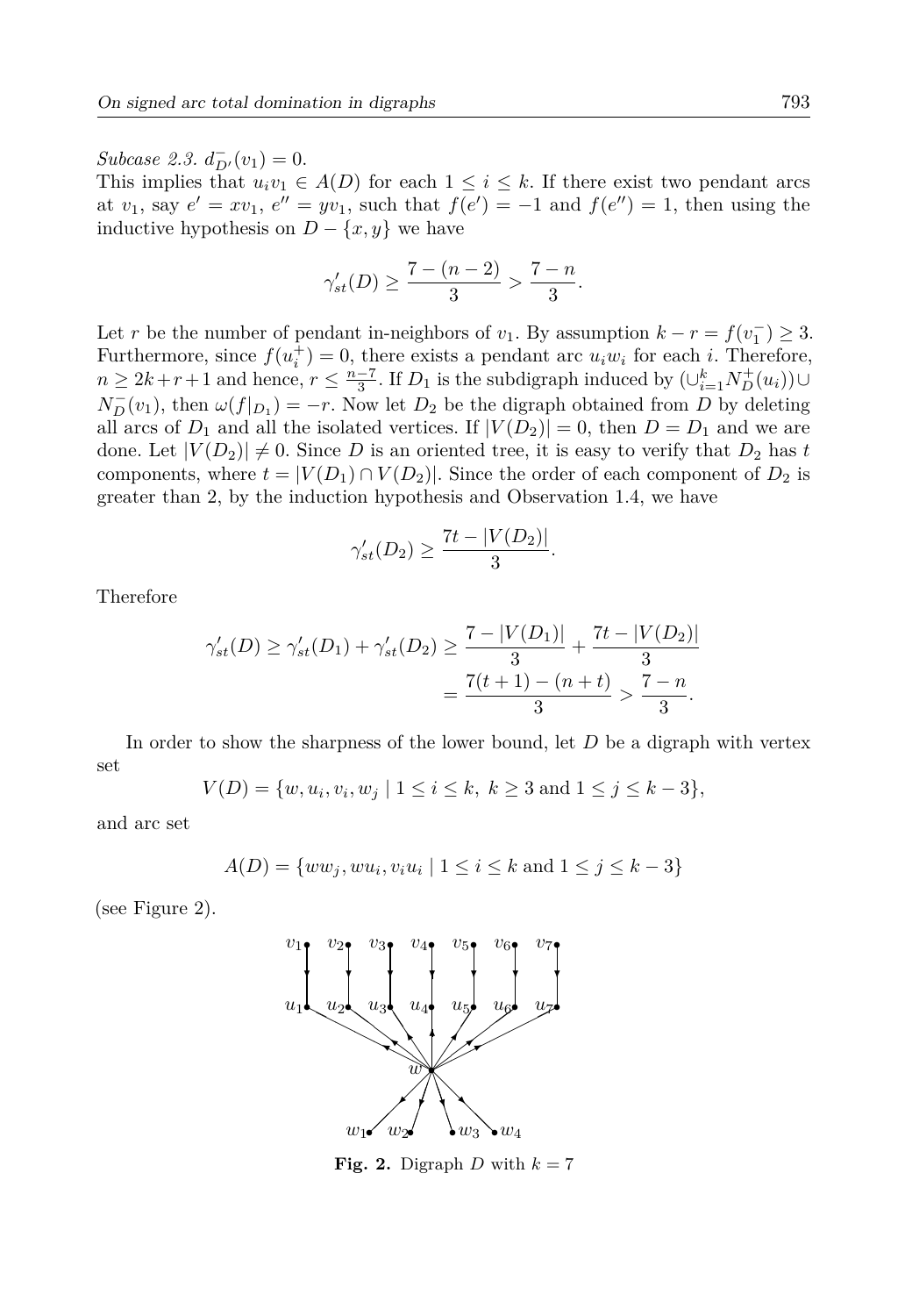*Subcase 2.3.* $d^-_{D'}(v_1) = 0$.

This implies that $u_iv_1 \in A(D)$ for each $1 \leq i \leq k$. If there exist two pendant arcs at $v_1$, say $e' = xv_1$, $e'' = yv_1$, such that $f(e') = -1$ and $f(e'') = 1$, then using the inductive hypothesis on $D - \{x, y\}$ we have

$$\gamma'_{st}(D) \geq \frac{7-(n-2)}{3} > \frac{7-n}{3}.$$

Let $r$ be the number of pendant in-neighbors of $v_1$. By assumption $k - r = f(v_1^-) \geq 3$. Furthermore, since $f(u_i^+) = 0$, there exists a pendant arc $u_iw_i$ for each $i$. Therefore, $n \geq 2k+r+1$ and hence, $r \leq \frac{n-7}{3}$. If $D_1$ is the subdigraph induced by $(\cup_{i=1}^k N^+_D(u_i)) \cup N^-_D(v_1)$, then $\omega(f|_{D_1}) = -r$. Now let $D_2$ be the digraph obtained from $D$ by deleting all arcs of $D_1$ and all the isolated vertices. If $|V(D_2)| = 0$, then $D = D_1$ and we are done. Let $|V(D_2)| \neq 0$. Since $D$ is an oriented tree, it is easy to verify that $D_2$ has $t$ components, where $t = |V(D_1) \cap V(D_2)|$. Since the order of each component of $D_2$ is greater than 2, by the induction hypothesis and Observation 1.4, we have

$$\gamma'_{st}(D_2) \geq \frac{7t - |V(D_2)|}{3}.$$

Therefore

$$\gamma'_{st}(D) \geq \gamma'_{st}(D_1) + \gamma'_{st}(D_2) \geq \frac{7-|V(D_1)|}{3} + \frac{7t-|V(D_2)|}{3} = \frac{7(t+1)-(n+t)}{3} > \frac{7-n}{3}.$$

In order to show the sharpness of the lower bound, let $D$ be a digraph with vertex set

$$V(D) = \{w, u_i, v_i, w_j \mid 1 \leq i \leq k,\ k \geq 3 \text{ and } 1 \leq j \leq k-3\},$$

and arc set

$$A(D) = \{ww_j, wu_i, v_iu_i \mid 1 \leq i \leq k \text{ and } 1 \leq j \leq k-3\}$$

(see Figure 2).

**Fig. 2.** Digraph $D$ with $k = 7$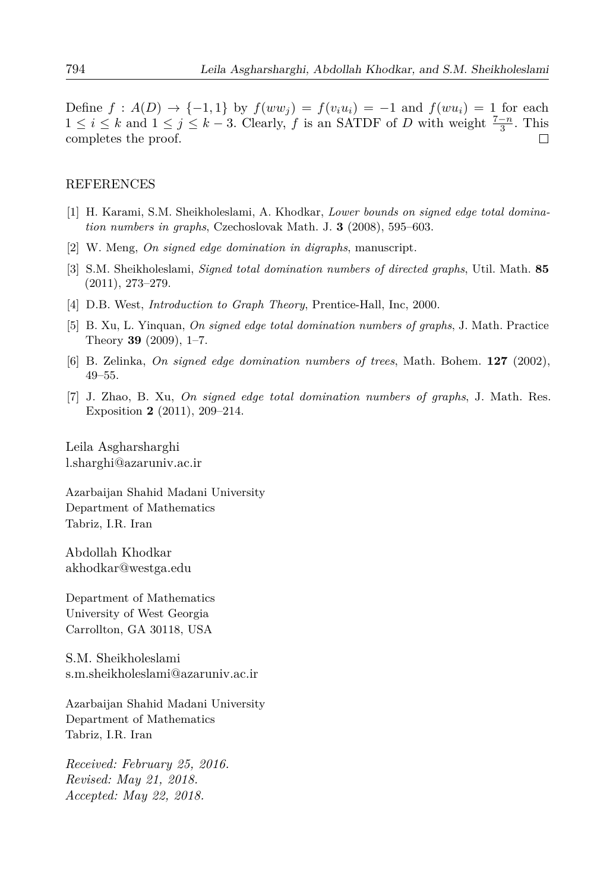Define $f : A(D) \to \{-1, 1\}$ by $f(ww_j) = f(v_i u_i) = -1$ and $f(wu_i) = 1$ for each $1 \leq i \leq k$ and $1 \leq j \leq k - 3$. Clearly, $f$ is an SATDF of $D$ with weight $\frac{7-n}{3}$. This completes the proof. □

## REFERENCES

[1] H. Karami, S.M. Sheikholeslami, A. Khodkar, *Lower bounds on signed edge total domination numbers in graphs*, Czechoslovak Math. J. **3** (2008), 595–603.

[2] W. Meng, *On signed edge domination in digraphs*, manuscript.

[3] S.M. Sheikholeslami, *Signed total domination numbers of directed graphs*, Util. Math. **85** (2011), 273–279.

[4] D.B. West, *Introduction to Graph Theory*, Prentice-Hall, Inc, 2000.

[5] B. Xu, L. Yinquan, *On signed edge total domination numbers of graphs*, J. Math. Practice Theory **39** (2009), 1–7.

[6] B. Zelinka, *On signed edge domination numbers of trees*, Math. Bohem. **127** (2002), 49–55.

[7] J. Zhao, B. Xu, *On signed edge total domination numbers of graphs*, J. Math. Res. Exposition **2** (2011), 209–214.

Leila Asgharsharghi
l.sharghi@azaruniv.ac.ir

Azarbaijan Shahid Madani University
Department of Mathematics
Tabriz, I.R. Iran

Abdollah Khodkar
akhodkar@westga.edu

Department of Mathematics
University of West Georgia
Carrollton, GA 30118, USA

S.M. Sheikholeslami
s.m.sheikholeslami@azaruniv.ac.ir

Azarbaijan Shahid Madani University
Department of Mathematics
Tabriz, I.R. Iran

*Received: February 25, 2016.*
*Revised: May 21, 2018.*
*Accepted: May 22, 2018.*